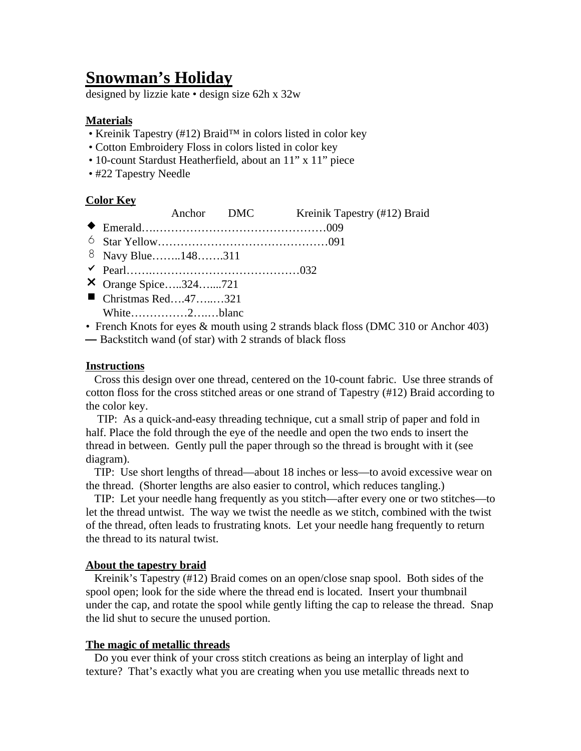# Snowman's Holiday

designed by lizzie kate • design size 62h x 32w

## Materials

- Kreinik Tapestry (#12) Braid™ in colors listed in color key
- Cotton Embroidery Floss in colors listed in color key
- 10-count Stardust Heatherfield, about an 11" x 11" piece
- #22 Tapestry Needle

## Color Key

| Symbol | Color | Anchor | DMC | Kreinik Tapestry (#12) Braid |
|---|---|---|---|---|
| ◆ | Emerald | | | 009 |
| 6 | Star Yellow | | | 091 |
| 8 | Navy Blue | 148 | 311 | |
| ✓ | Pearl | | | 032 |
| ✕ | Orange Spice | 324 | 721 | |
| ■ | Christmas Red | 47 | 321 | |
| | White | 2 | blanc | |

- French Knots for eyes & mouth using 2 strands black floss (DMC 310 or Anchor 403)

— Backstitch wand (of star) with 2 strands of black floss

## Instructions

Cross this design over one thread, centered on the 10-count fabric. Use three strands of cotton floss for the cross stitched areas or one strand of Tapestry (#12) Braid according to the color key.

TIP: As a quick-and-easy threading technique, cut a small strip of paper and fold in half. Place the fold through the eye of the needle and open the two ends to insert the thread in between. Gently pull the paper through so the thread is brought with it (see diagram).

TIP: Use short lengths of thread—about 18 inches or less—to avoid excessive wear on the thread. (Shorter lengths are also easier to control, which reduces tangling.)

TIP: Let your needle hang frequently as you stitch—after every one or two stitches—to let the thread untwist. The way we twist the needle as we stitch, combined with the twist of the thread, often leads to frustrating knots. Let your needle hang frequently to return the thread to its natural twist.

## About the tapestry braid

Kreinik's Tapestry (#12) Braid comes on an open/close snap spool. Both sides of the spool open; look for the side where the thread end is located. Insert your thumbnail under the cap, and rotate the spool while gently lifting the cap to release the thread. Snap the lid shut to secure the unused portion.

## The magic of metallic threads

Do you ever think of your cross stitch creations as being an interplay of light and texture? That's exactly what you are creating when you use metallic threads next to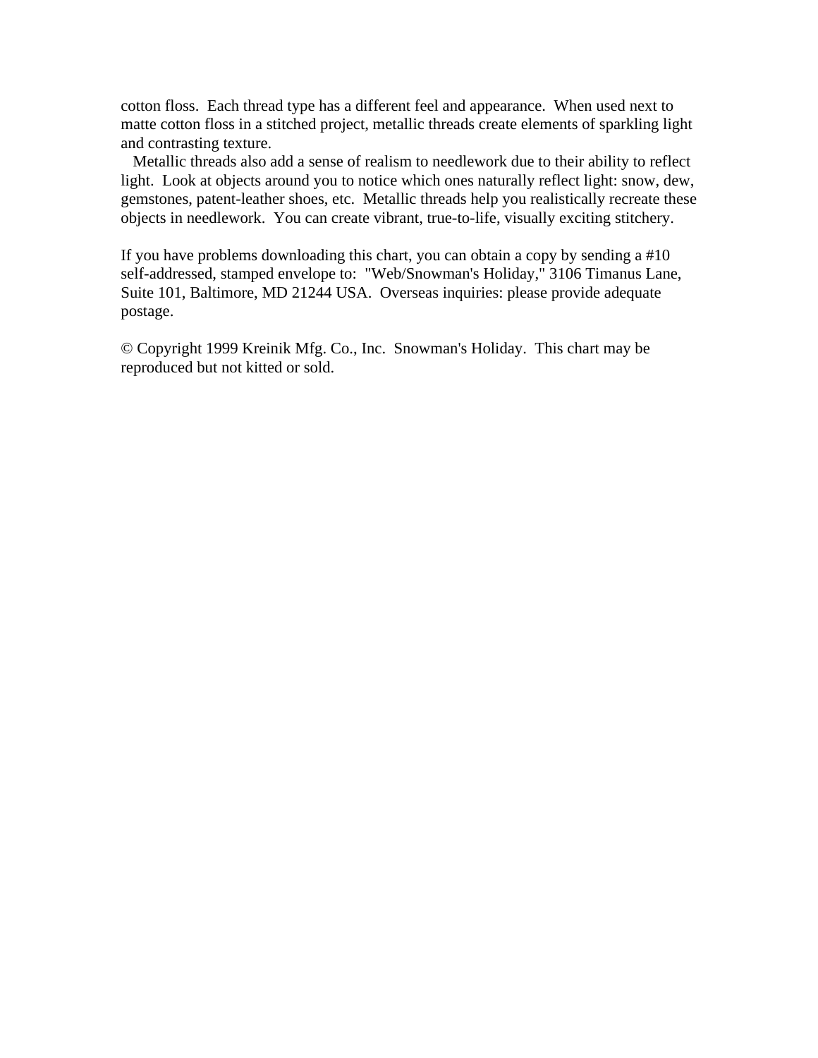cotton floss.  Each thread type has a different feel and appearance.  When used next to matte cotton floss in a stitched project, metallic threads create elements of sparkling light and contrasting texture.

Metallic threads also add a sense of realism to needlework due to their ability to reflect light.  Look at objects around you to notice which ones naturally reflect light: snow, dew, gemstones, patent-leather shoes, etc.  Metallic threads help you realistically recreate these objects in needlework.  You can create vibrant, true-to-life, visually exciting stitchery.

If you have problems downloading this chart, you can obtain a copy by sending a #10 self-addressed, stamped envelope to:  "Web/Snowman's Holiday," 3106 Timanus Lane, Suite 101, Baltimore, MD 21244 USA.  Overseas inquiries: please provide adequate postage.

© Copyright 1999 Kreinik Mfg. Co., Inc.  Snowman's Holiday.  This chart may be reproduced but not kitted or sold.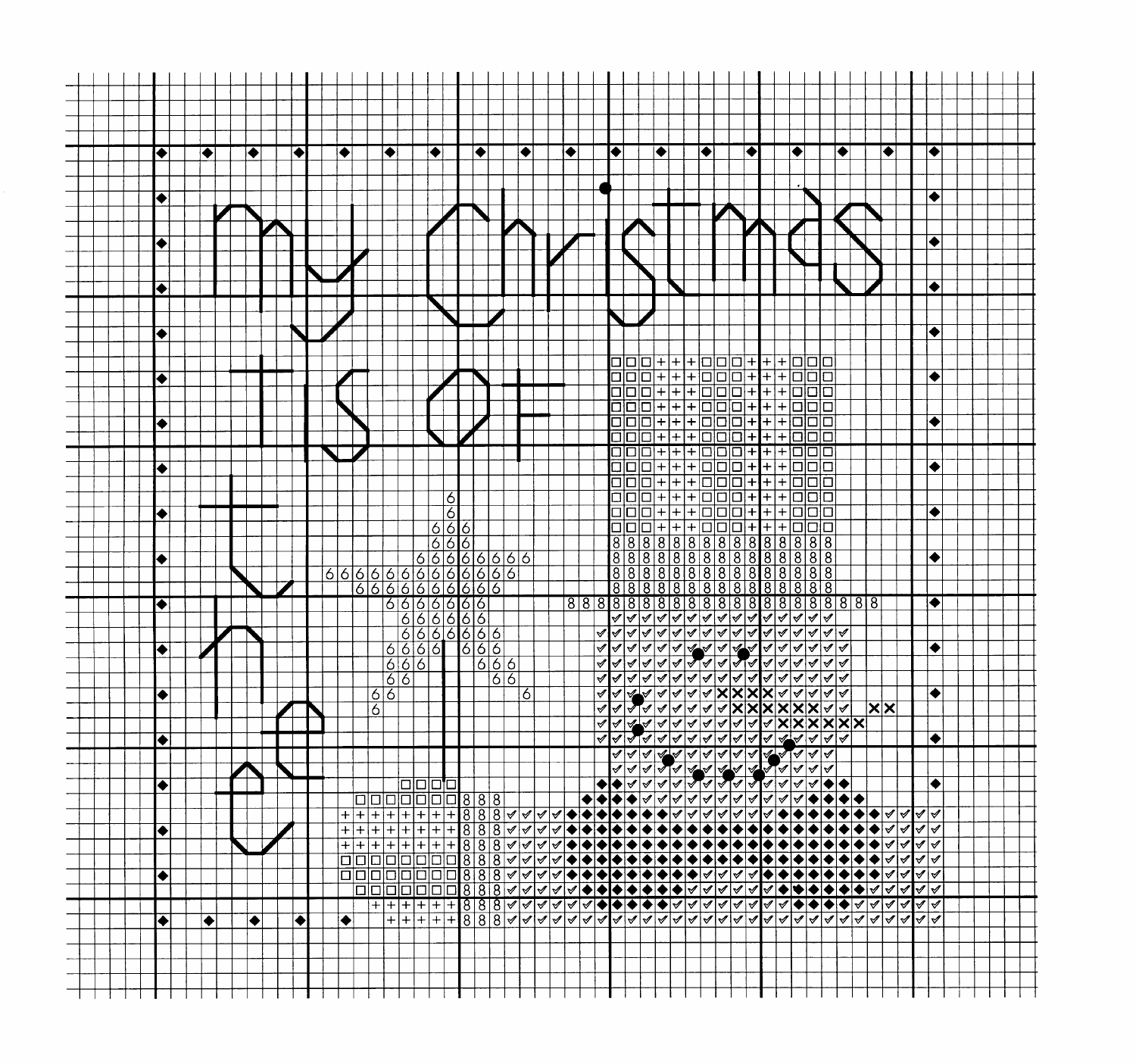my Christmas

tis of

thee